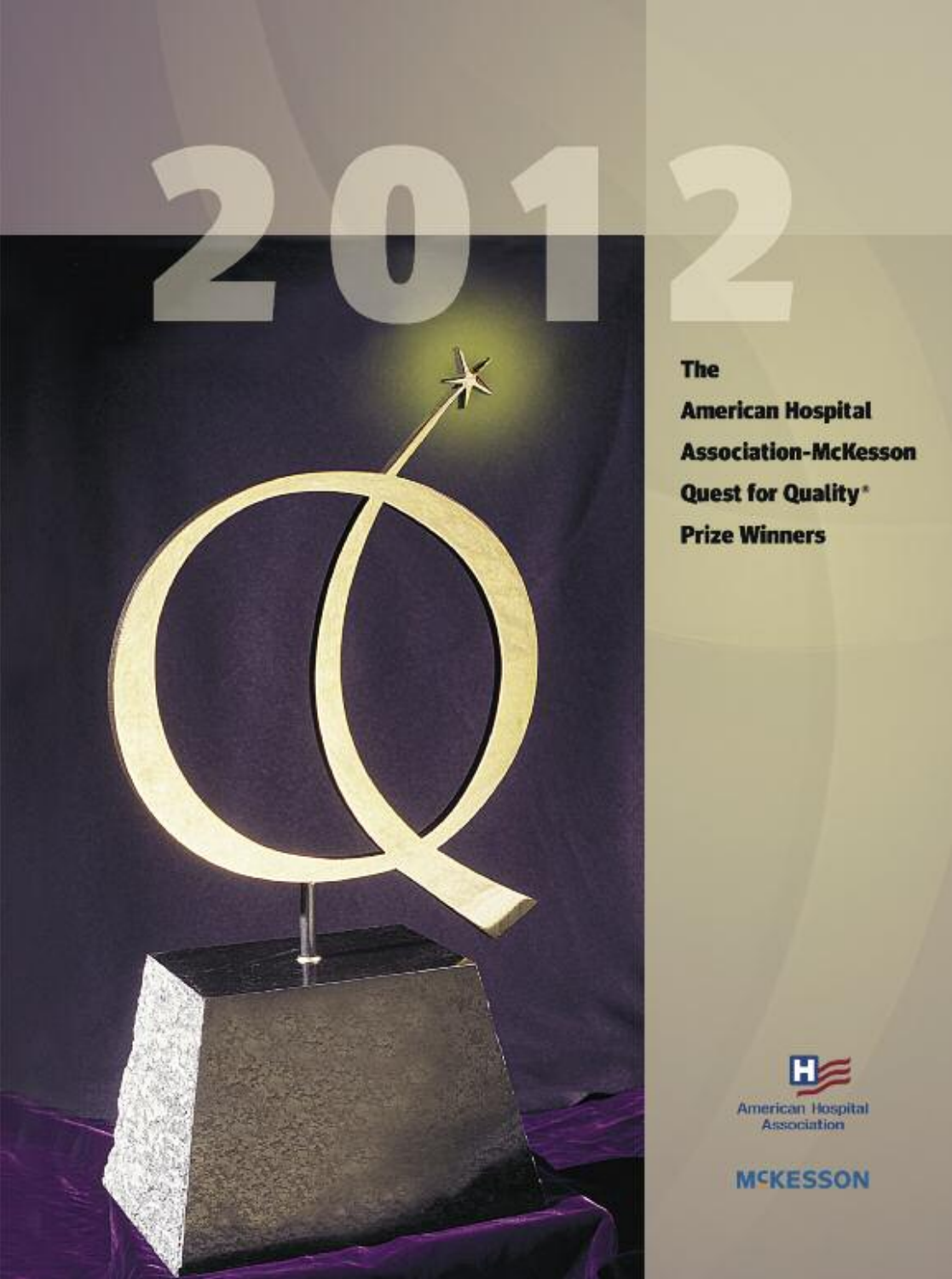# 2012

**The American Hospital Association-McKesson Quest for Quality® Prize Winners**

American Hospital Association

McKESSON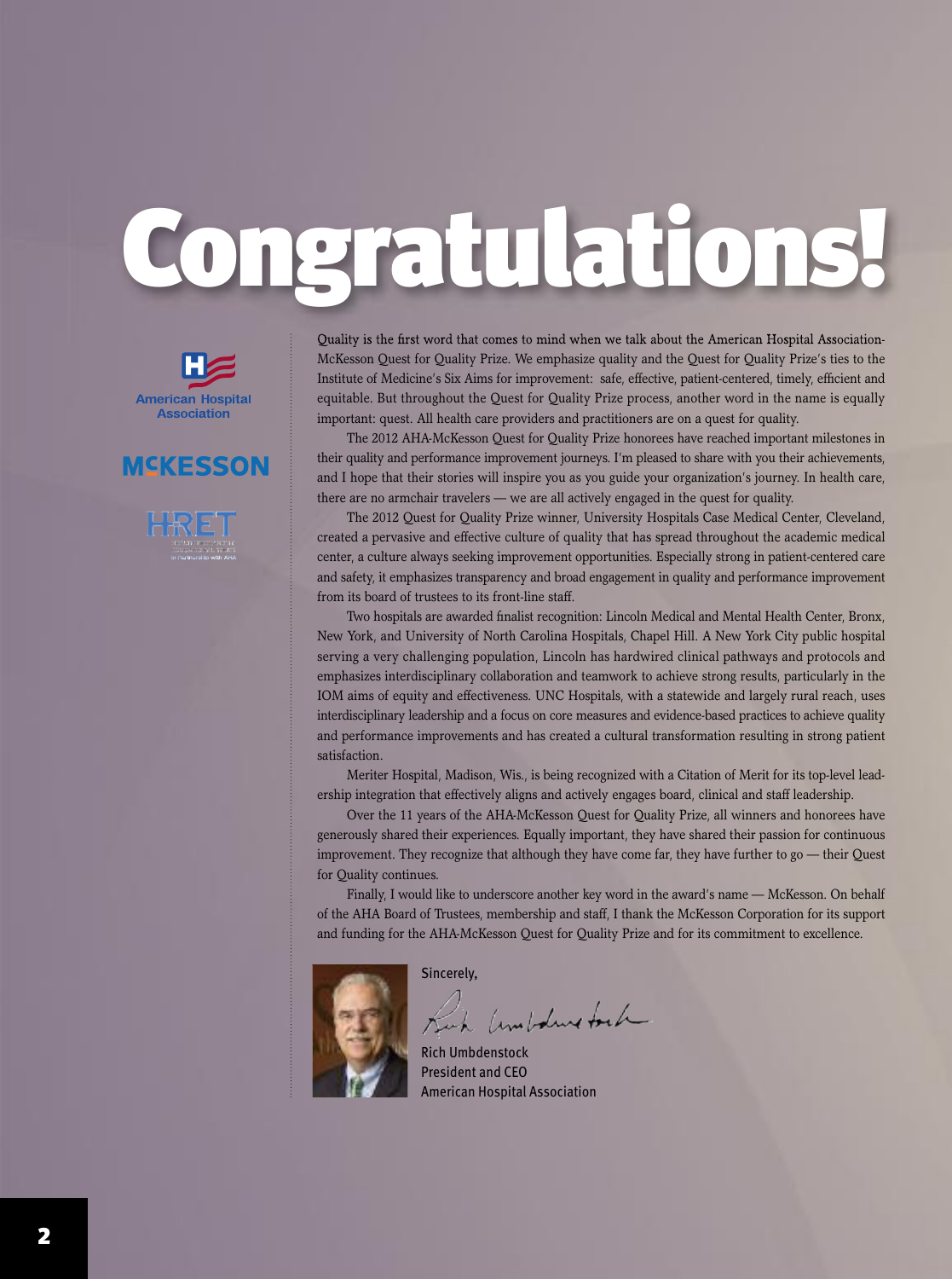# Congratulations!

American Hospital Association

McKESSON

HRET

Quality is the first word that comes to mind when we talk about the American Hospital Association-McKesson Quest for Quality Prize. We emphasize quality and the Quest for Quality Prize's ties to the Institute of Medicine's Six Aims for improvement: safe, effective, patient-centered, timely, efficient and equitable. But throughout the Quest for Quality Prize process, another word in the name is equally important: quest. All health care providers and practitioners are on a quest for quality.

The 2012 AHA-McKesson Quest for Quality Prize honorees have reached important milestones in their quality and performance improvement journeys. I'm pleased to share with you their achievements, and I hope that their stories will inspire you as you guide your organization's journey. In health care, there are no armchair travelers — we are all actively engaged in the quest for quality.

The 2012 Quest for Quality Prize winner, University Hospitals Case Medical Center, Cleveland, created a pervasive and effective culture of quality that has spread throughout the academic medical center, a culture always seeking improvement opportunities. Especially strong in patient-centered care and safety, it emphasizes transparency and broad engagement in quality and performance improvement from its board of trustees to its front-line staff.

Two hospitals are awarded finalist recognition: Lincoln Medical and Mental Health Center, Bronx, New York, and University of North Carolina Hospitals, Chapel Hill. A New York City public hospital serving a very challenging population, Lincoln has hardwired clinical pathways and protocols and emphasizes interdisciplinary collaboration and teamwork to achieve strong results, particularly in the IOM aims of equity and effectiveness. UNC Hospitals, with a statewide and largely rural reach, uses interdisciplinary leadership and a focus on core measures and evidence-based practices to achieve quality and performance improvements and has created a cultural transformation resulting in strong patient satisfaction.

Meriter Hospital, Madison, Wis., is being recognized with a Citation of Merit for its top-level leadership integration that effectively aligns and actively engages board, clinical and staff leadership.

Over the 11 years of the AHA-McKesson Quest for Quality Prize, all winners and honorees have generously shared their experiences. Equally important, they have shared their passion for continuous improvement. They recognize that although they have come far, they have further to go — their Quest for Quality continues.

Finally, I would like to underscore another key word in the award's name — McKesson. On behalf of the AHA Board of Trustees, membership and staff, I thank the McKesson Corporation for its support and funding for the AHA-McKesson Quest for Quality Prize and for its commitment to excellence.

Sincerely,

Rich Umbdenstock
President and CEO
American Hospital Association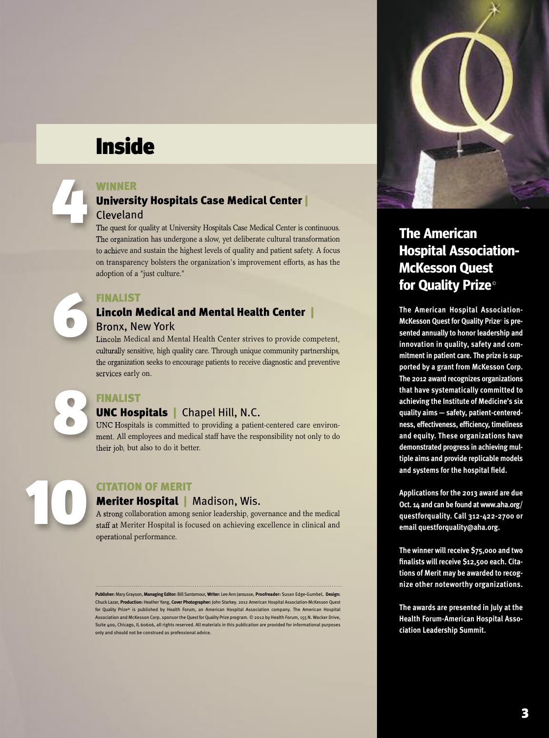# Inside

**4**

## WINNER

### University Hospitals Case Medical Center | Cleveland

The quest for quality at University Hospitals Case Medical Center is continuous. The organization has undergone a slow, yet deliberate cultural transformation to achieve and sustain the highest levels of quality and patient safety. A focus on transparency bolsters the organization's improvement efforts, as has the adoption of a "just culture."

**6**

## FINALIST

### Lincoln Medical and Mental Health Center | Bronx, New York

Lincoln Medical and Mental Health Center strives to provide competent, culturally sensitive, high quality care. Through unique community partnerships, the organization seeks to encourage patients to receive diagnostic and preventive services early on.

**8**

## FINALIST

### UNC Hospitals | Chapel Hill, N.C.

UNC Hospitals is committed to providing a patient-centered care environment. All employees and medical staff have the responsibility not only to do their job, but also to do it better.

**10**

## CITATION OF MERIT

### Meriter Hospital | Madison, Wis.

A strong collaboration among senior leadership, governance and the medical staff at Meriter Hospital is focused on achieving excellence in clinical and operational performance.

**Publisher:** Mary Grayson, **Managing Editor:** Bill Santamour, **Writer:** Lee Ann Jarousse, **Proofreader:** Susan Edge-Gumbel, **Design:** Chuck Lazar, **Production:** Heather Yang, **Cover Photographer:** John Starkey. 2012 American Hospital Association-McKesson Quest for Quality Prize® is published by Health Forum, an American Hospital Association company. The American Hospital Association and McKesson Corp. sponsor the Quest for Quality Prize program. © 2012 by Health Forum, 155 N. Wacker Drive, Suite 400, Chicago, IL 60606, all rights reserved. All materials in this publication are provided for informational purposes only and should not be construed as professional advice.

## The American Hospital Association-McKesson Quest for Quality Prize©

**The American Hospital Association-McKesson Quest for Quality Prize© is presented annually to honor leadership and innovation in quality, safety and commitment in patient care. The prize is supported by a grant from McKesson Corp. The 2012 award recognizes organizations that have systematically committed to achieving the Institute of Medicine's six quality aims — safety, patient-centeredness, effectiveness, efficiency, timeliness and equity. These organizations have demonstrated progress in achieving multiple aims and provide replicable models and systems for the hospital field.**

**Applications for the 2013 award are due Oct. 14 and can be found at www.aha.org/questforquality. Call 312-422-2700 or email questforquality@aha.org.**

**The winner will receive $75,000 and two finalists will receive $12,500 each. Citations of Merit may be awarded to recognize other noteworthy organizations.**

**The awards are presented in July at the Health Forum-American Hospital Association Leadership Summit.**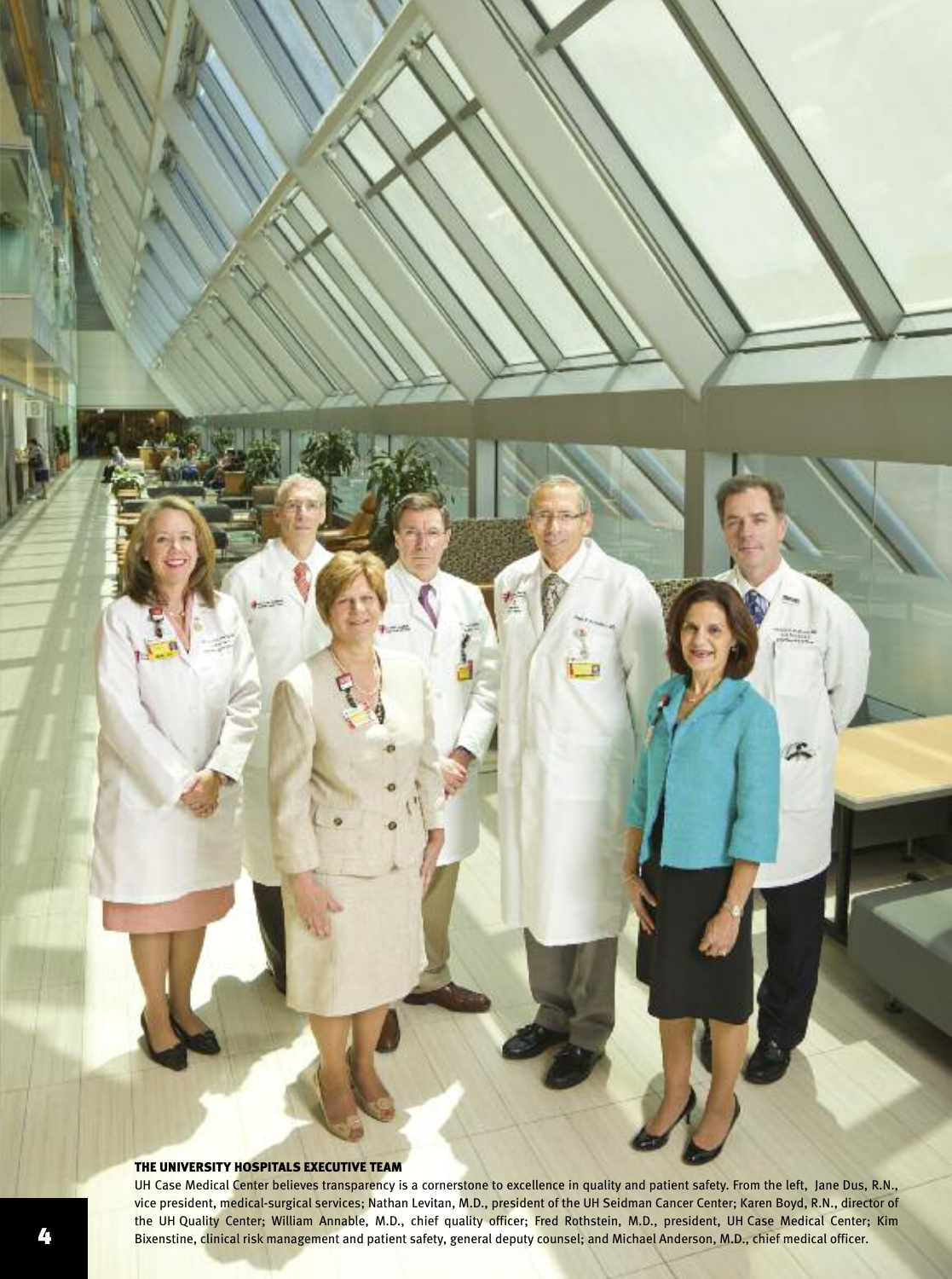**THE UNIVERSITY HOSPITALS EXECUTIVE TEAM**

UH Case Medical Center believes transparency is a cornerstone to excellence in quality and patient safety. From the left, Jane Dus, R.N., vice president, medical-surgical services; Nathan Levitan, M.D., president of the UH Seidman Cancer Center; Karen Boyd, R.N., director of the UH Quality Center; William Annable, M.D., chief quality officer; Fred Rothstein, M.D., president, UH Case Medical Center; Kim Bixenstine, clinical risk management and patient safety, general deputy counsel; and Michael Anderson, M.D., chief medical officer.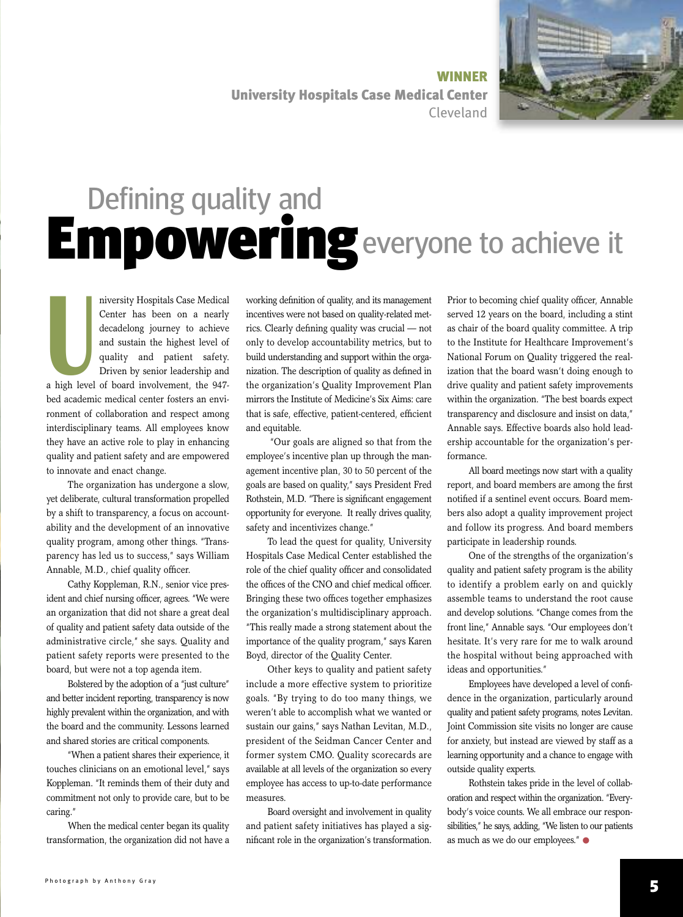**WINNER**
**University Hospitals Case Medical Center**
Cleveland

# Defining quality and **Empowering** everyone to achieve it

University Hospitals Case Medical Center has been on a nearly decadelong journey to achieve and sustain the highest level of quality and patient safety. Driven by senior leadership and a high level of board involvement, the 947-bed academic medical center fosters an environment of collaboration and respect among interdisciplinary teams. All employees know they have an active role to play in enhancing quality and patient safety and are empowered to innovate and enact change.

The organization has undergone a slow, yet deliberate, cultural transformation propelled by a shift to transparency, a focus on accountability and the development of an innovative quality program, among other things. "Transparency has led us to success," says William Annable, M.D., chief quality officer.

Cathy Koppleman, R.N., senior vice president and chief nursing officer, agrees. "We were an organization that did not share a great deal of quality and patient safety data outside of the administrative circle," she says. Quality and patient safety reports were presented to the board, but were not a top agenda item.

Bolstered by the adoption of a "just culture" and better incident reporting, transparency is now highly prevalent within the organization, and with the board and the community. Lessons learned and shared stories are critical components.

"When a patient shares their experience, it touches clinicians on an emotional level," says Koppleman. "It reminds them of their duty and commitment not only to provide care, but to be caring."

When the medical center began its quality transformation, the organization did not have a working definition of quality, and its management incentives were not based on quality-related metrics. Clearly defining quality was crucial — not only to develop accountability metrics, but to build understanding and support within the organization. The description of quality as defined in the organization's Quality Improvement Plan mirrors the Institute of Medicine's Six Aims: care that is safe, effective, patient-centered, efficient and equitable.

"Our goals are aligned so that from the employee's incentive plan up through the management incentive plan, 30 to 50 percent of the goals are based on quality," says President Fred Rothstein, M.D. "There is significant engagement opportunity for everyone. It really drives quality, safety and incentivizes change."

To lead the quest for quality, University Hospitals Case Medical Center established the role of the chief quality officer and consolidated the offices of the CNO and chief medical officer. Bringing these two offices together emphasizes the organization's multidisciplinary approach. "This really made a strong statement about the importance of the quality program," says Karen Boyd, director of the Quality Center.

Other keys to quality and patient safety include a more effective system to prioritize goals. "By trying to do too many things, we weren't able to accomplish what we wanted or sustain our gains," says Nathan Levitan, M.D., president of the Seidman Cancer Center and former system CMO. Quality scorecards are available at all levels of the organization so every employee has access to up-to-date performance measures.

Board oversight and involvement in quality and patient safety initiatives has played a significant role in the organization's transformation. Prior to becoming chief quality officer, Annable served 12 years on the board, including a stint as chair of the board quality committee. A trip to the Institute for Healthcare Improvement's National Forum on Quality triggered the realization that the board wasn't doing enough to drive quality and patient safety improvements within the organization. "The best boards expect transparency and disclosure and insist on data," Annable says. Effective boards also hold leadership accountable for the organization's performance.

All board meetings now start with a quality report, and board members are among the first notified if a sentinel event occurs. Board members also adopt a quality improvement project and follow its progress. And board members participate in leadership rounds.

One of the strengths of the organization's quality and patient safety program is the ability to identify a problem early on and quickly assemble teams to understand the root cause and develop solutions. "Change comes from the front line," Annable says. "Our employees don't hesitate. It's very rare for me to walk around the hospital without being approached with ideas and opportunities."

Employees have developed a level of confidence in the organization, particularly around quality and patient safety programs, notes Levitan. Joint Commission site visits no longer are cause for anxiety, but instead are viewed by staff as a learning opportunity and a chance to engage with outside quality experts.

Rothstein takes pride in the level of collaboration and respect within the organization. "Everybody's voice counts. We all embrace our responsibilities," he says, adding, "We listen to our patients as much as we do our employees."

Photograph by Anthony Gray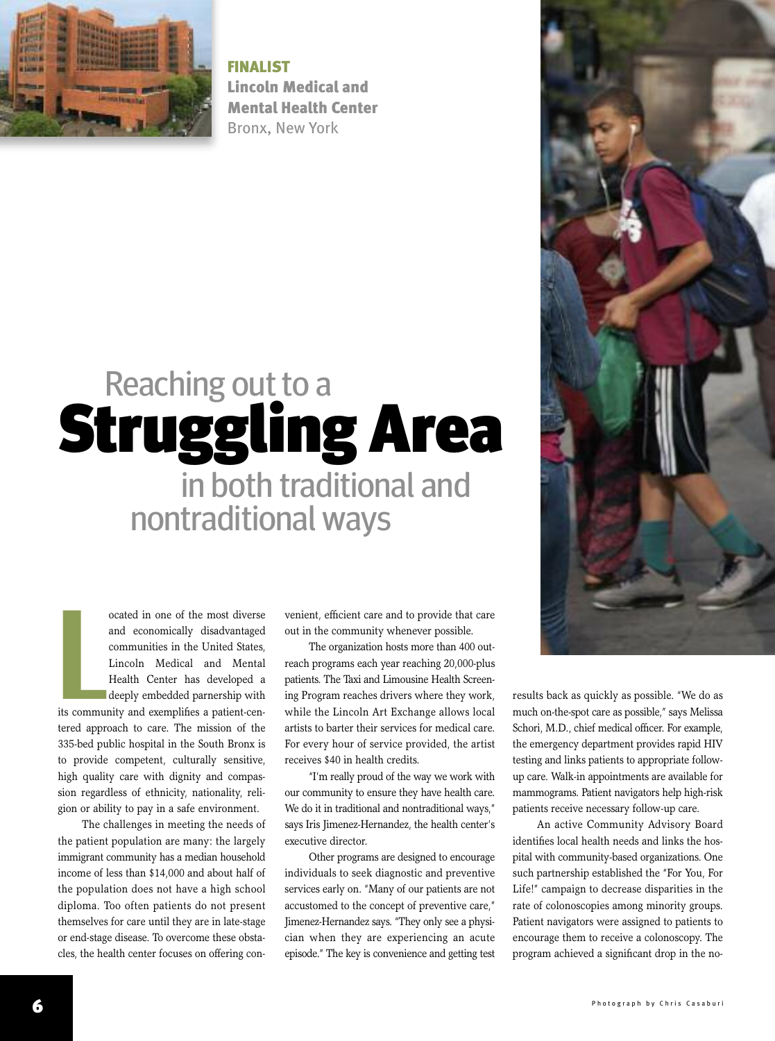FINALIST

**Lincoln Medical and Mental Health Center**

Bronx, New York

# Reaching out to a Struggling Area in both traditional and nontraditional ways

Located in one of the most diverse and economically disadvantaged communities in the United States, Lincoln Medical and Mental Health Center has developed a deeply embedded parnership with its community and exemplifies a patient-centered approach to care. The mission of the 335-bed public hospital in the South Bronx is to provide competent, culturally sensitive, high quality care with dignity and compassion regardless of ethnicity, nationality, religion or ability to pay in a safe environment.

The challenges in meeting the needs of the patient population are many: the largely immigrant community has a median household income of less than $14,000 and about half of the population does not have a high school diploma. Too often patients do not present themselves for care until they are in late-stage or end-stage disease. To overcome these obstacles, the health center focuses on offering convenient, efficient care and to provide that care out in the community whenever possible.

The organization hosts more than 400 outreach programs each year reaching 20,000-plus patients. The Taxi and Limousine Health Screening Program reaches drivers where they work, while the Lincoln Art Exchange allows local artists to barter their services for medical care. For every hour of service provided, the artist receives $40 in health credits.

"I'm really proud of the way we work with our community to ensure they have health care. We do it in traditional and nontraditional ways," says Iris Jimenez-Hernandez, the health center's executive director.

Other programs are designed to encourage individuals to seek diagnostic and preventive services early on. "Many of our patients are not accustomed to the concept of preventive care," Jimenez-Hernandez says. "They only see a physician when they are experiencing an acute episode." The key is convenience and getting test results back as quickly as possible. "We do as much on-the-spot care as possible," says Melissa Schori, M.D., chief medical officer. For example, the emergency department provides rapid HIV testing and links patients to appropriate follow-up care. Walk-in appointments are available for mammograms. Patient navigators help high-risk patients receive necessary follow-up care.

An active Community Advisory Board identifies local health needs and links the hospital with community-based organizations. One such partnership established the "For You, For Life!" campaign to decrease disparities in the rate of colonoscopies among minority groups. Patient navigators were assigned to patients to encourage them to receive a colonoscopy. The program achieved a significant drop in the no-

Photograph by Chris Casaburi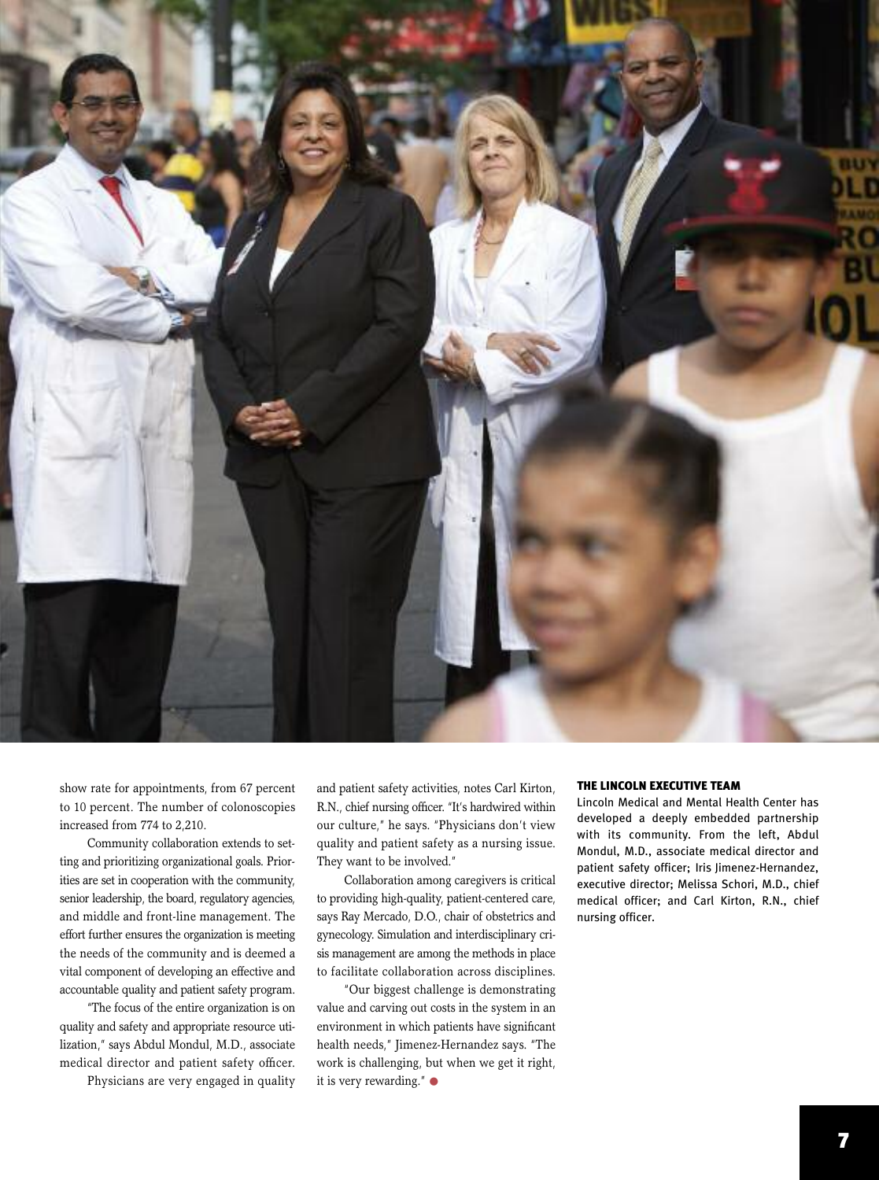show rate for appointments, from 67 percent to 10 percent. The number of colonoscopies increased from 774 to 2,210.

Community collaboration extends to setting and prioritizing organizational goals. Priorities are set in cooperation with the community, senior leadership, the board, regulatory agencies, and middle and front-line management. The effort further ensures the organization is meeting the needs of the community and is deemed a vital component of developing an effective and accountable quality and patient safety program.

"The focus of the entire organization is on quality and safety and appropriate resource utilization," says Abdul Mondul, M.D., associate medical director and patient safety officer.

Physicians are very engaged in quality and patient safety activities, notes Carl Kirton, R.N., chief nursing officer. "It's hardwired within our culture," he says. "Physicians don't view quality and patient safety as a nursing issue. They want to be involved."

Collaboration among caregivers is critical to providing high-quality, patient-centered care, says Ray Mercado, D.O., chair of obstetrics and gynecology. Simulation and interdisciplinary crisis management are among the methods in place to facilitate collaboration across disciplines.

"Our biggest challenge is demonstrating value and carving out costs in the system in an environment in which patients have significant health needs," Jimenez-Hernandez says. "The work is challenging, but when we get it right, it is very rewarding."

**THE LINCOLN EXECUTIVE TEAM**

Lincoln Medical and Mental Health Center has developed a deeply embedded partnership with its community. From the left, Abdul Mondul, M.D., associate medical director and patient safety officer; Iris Jimenez-Hernandez, executive director; Melissa Schori, M.D., chief medical officer; and Carl Kirton, R.N., chief nursing officer.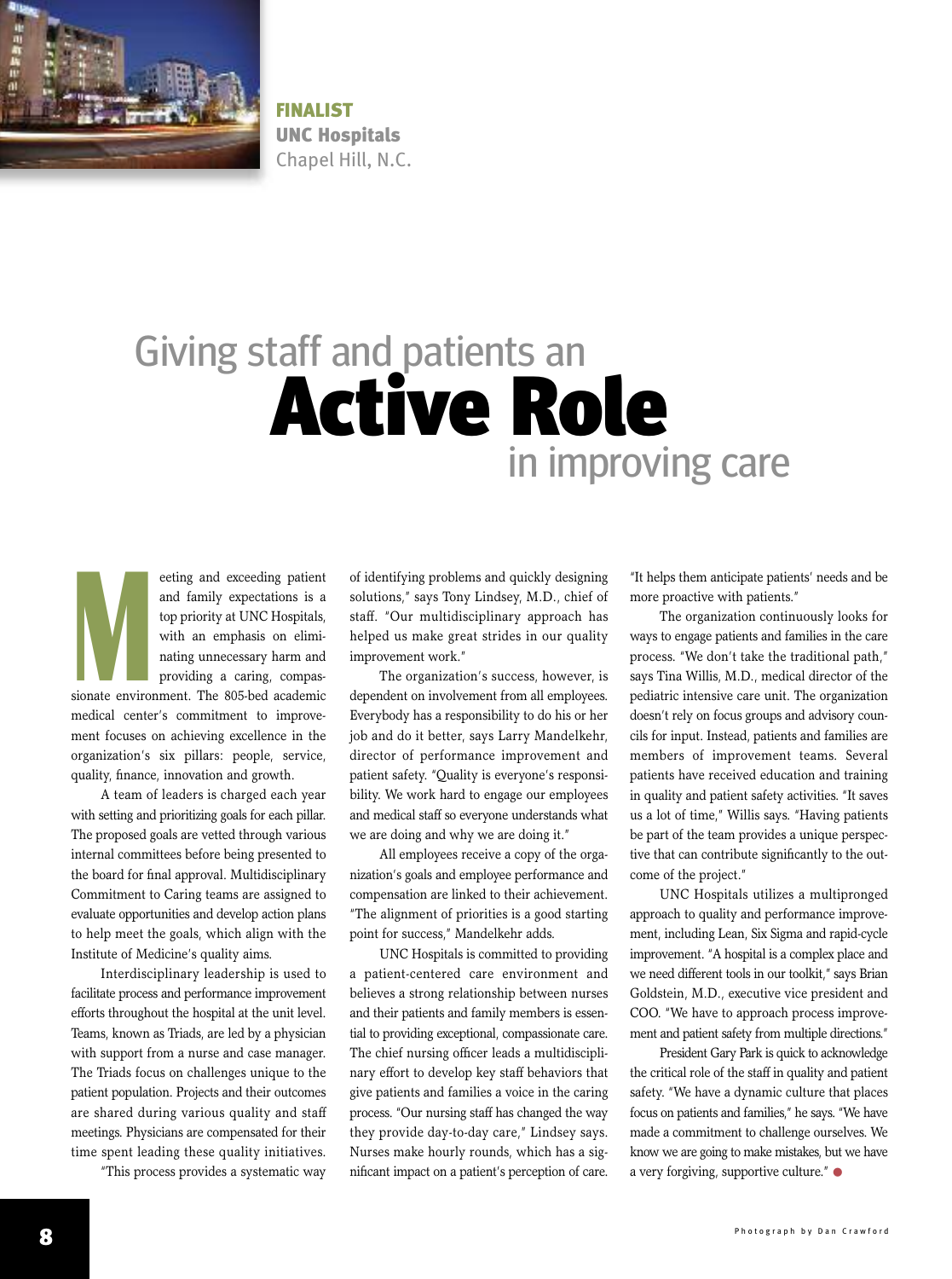**FINALIST**
**UNC Hospitals**
Chapel Hill, N.C.

# Giving staff and patients an **Active Role** in improving care

Meeting and exceeding patient and family expectations is a top priority at UNC Hospitals, with an emphasis on eliminating unnecessary harm and providing a caring, compassionate environment. The 805-bed academic medical center's commitment to improvement focuses on achieving excellence in the organization's six pillars: people, service, quality, finance, innovation and growth.

A team of leaders is charged each year with setting and prioritizing goals for each pillar. The proposed goals are vetted through various internal committees before being presented to the board for final approval. Multidisciplinary Commitment to Caring teams are assigned to evaluate opportunities and develop action plans to help meet the goals, which align with the Institute of Medicine's quality aims.

Interdisciplinary leadership is used to facilitate process and performance improvement efforts throughout the hospital at the unit level. Teams, known as Triads, are led by a physician with support from a nurse and case manager. The Triads focus on challenges unique to the patient population. Projects and their outcomes are shared during various quality and staff meetings. Physicians are compensated for their time spent leading these quality initiatives.

"This process provides a systematic way of identifying problems and quickly designing solutions," says Tony Lindsey, M.D., chief of staff. "Our multidisciplinary approach has helped us make great strides in our quality improvement work."

The organization's success, however, is dependent on involvement from all employees. Everybody has a responsibility to do his or her job and do it better, says Larry Mandelkehr, director of performance improvement and patient safety. "Quality is everyone's responsibility. We work hard to engage our employees and medical staff so everyone understands what we are doing and why we are doing it."

All employees receive a copy of the organization's goals and employee performance and compensation are linked to their achievement. "The alignment of priorities is a good starting point for success," Mandelkehr adds.

UNC Hospitals is committed to providing a patient-centered care environment and believes a strong relationship between nurses and their patients and family members is essential to providing exceptional, compassionate care. The chief nursing officer leads a multidisciplinary effort to develop key staff behaviors that give patients and families a voice in the caring process. "Our nursing staff has changed the way they provide day-to-day care," Lindsey says. Nurses make hourly rounds, which has a significant impact on a patient's perception of care. "It helps them anticipate patients' needs and be more proactive with patients."

The organization continuously looks for ways to engage patients and families in the care process. "We don't take the traditional path," says Tina Willis, M.D., medical director of the pediatric intensive care unit. The organization doesn't rely on focus groups and advisory councils for input. Instead, patients and families are members of improvement teams. Several patients have received education and training in quality and patient safety activities. "It saves us a lot of time," Willis says. "Having patients be part of the team provides a unique perspective that can contribute significantly to the outcome of the project."

UNC Hospitals utilizes a multipronged approach to quality and performance improvement, including Lean, Six Sigma and rapid-cycle improvement. "A hospital is a complex place and we need different tools in our toolkit," says Brian Goldstein, M.D., executive vice president and COO. "We have to approach process improvement and patient safety from multiple directions."

President Gary Park is quick to acknowledge the critical role of the staff in quality and patient safety. "We have a dynamic culture that places focus on patients and families," he says. "We have made a commitment to challenge ourselves. We know we are going to make mistakes, but we have a very forgiving, supportive culture."

Photograph by Dan Crawford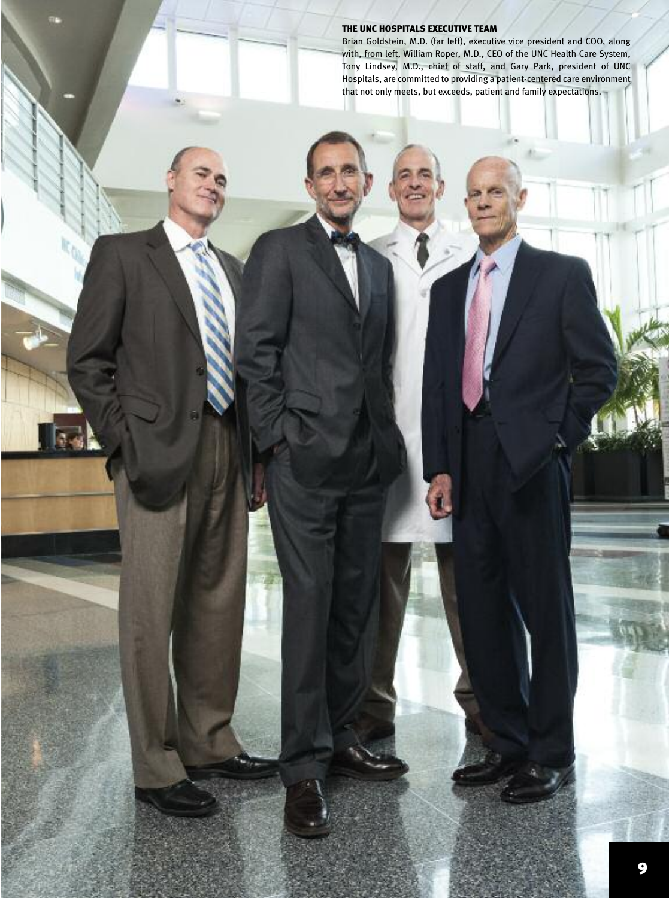**THE UNC HOSPITALS EXECUTIVE TEAM**

Brian Goldstein, M.D. (far left), executive vice president and COO, along with, from left, William Roper, M.D., CEO of the UNC Health Care System, Tony Lindsey, M.D., chief of staff, and Gary Park, president of UNC Hospitals, are committed to providing a patient-centered care environment that not only meets, but exceeds, patient and family expectations.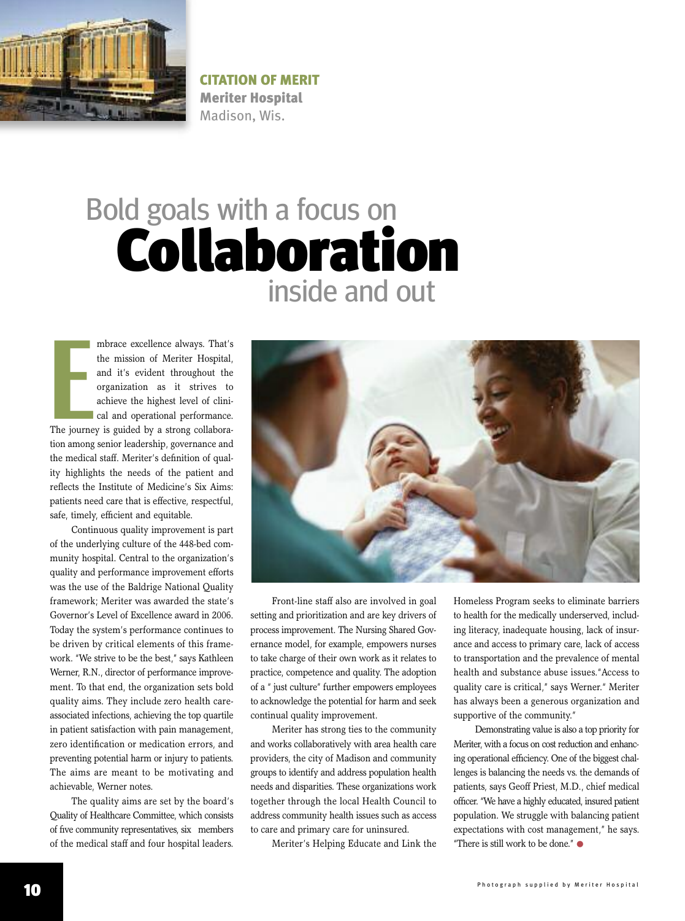**CITATION OF MERIT**
**Meriter Hospital**
Madison, Wis.

# Bold goals with a focus on Collaboration inside and out

Embrace excellence always. That's the mission of Meriter Hospital, and it's evident throughout the organization as it strives to achieve the highest level of clinical and operational performance. The journey is guided by a strong collaboration among senior leadership, governance and the medical staff. Meriter's definition of quality highlights the needs of the patient and reflects the Institute of Medicine's Six Aims: patients need care that is effective, respectful, safe, timely, efficient and equitable.

Continuous quality improvement is part of the underlying culture of the 448-bed community hospital. Central to the organization's quality and performance improvement efforts was the use of the Baldrige National Quality framework; Meriter was awarded the state's Governor's Level of Excellence award in 2006. Today the system's performance continues to be driven by critical elements of this framework. "We strive to be the best," says Kathleen Werner, R.N., director of performance improvement. To that end, the organization sets bold quality aims. They include zero health care-associated infections, achieving the top quartile in patient satisfaction with pain management, zero identification or medication errors, and preventing potential harm or injury to patients. The aims are meant to be motivating and achievable, Werner notes.

The quality aims are set by the board's Quality of Healthcare Committee, which consists of five community representatives, six members of the medical staff and four hospital leaders.

Front-line staff also are involved in goal setting and prioritization and are key drivers of process improvement. The Nursing Shared Governance model, for example, empowers nurses to take charge of their own work as it relates to practice, competence and quality. The adoption of a "just culture" further empowers employees to acknowledge the potential for harm and seek continual quality improvement.

Meriter has strong ties to the community and works collaboratively with area health care providers, the city of Madison and community groups to identify and address population health needs and disparities. These organizations work together through the local Health Council to address community health issues such as access to care and primary care for uninsured.

Meriter's Helping Educate and Link the Homeless Program seeks to eliminate barriers to health for the medically underserved, including literacy, inadequate housing, lack of insurance and access to primary care, lack of access to transportation and the prevalence of mental health and substance abuse issues. "Access to quality care is critical," says Werner. "Meriter has always been a generous organization and supportive of the community."

Demonstrating value is also a top priority for Meriter, with a focus on cost reduction and enhancing operational efficiency. One of the biggest challenges is balancing the needs vs. the demands of patients, says Geoff Priest, M.D., chief medical officer. "We have a highly educated, insured patient population. We struggle with balancing patient expectations with cost management," he says. "There is still work to be done."

Photograph supplied by Meriter Hospital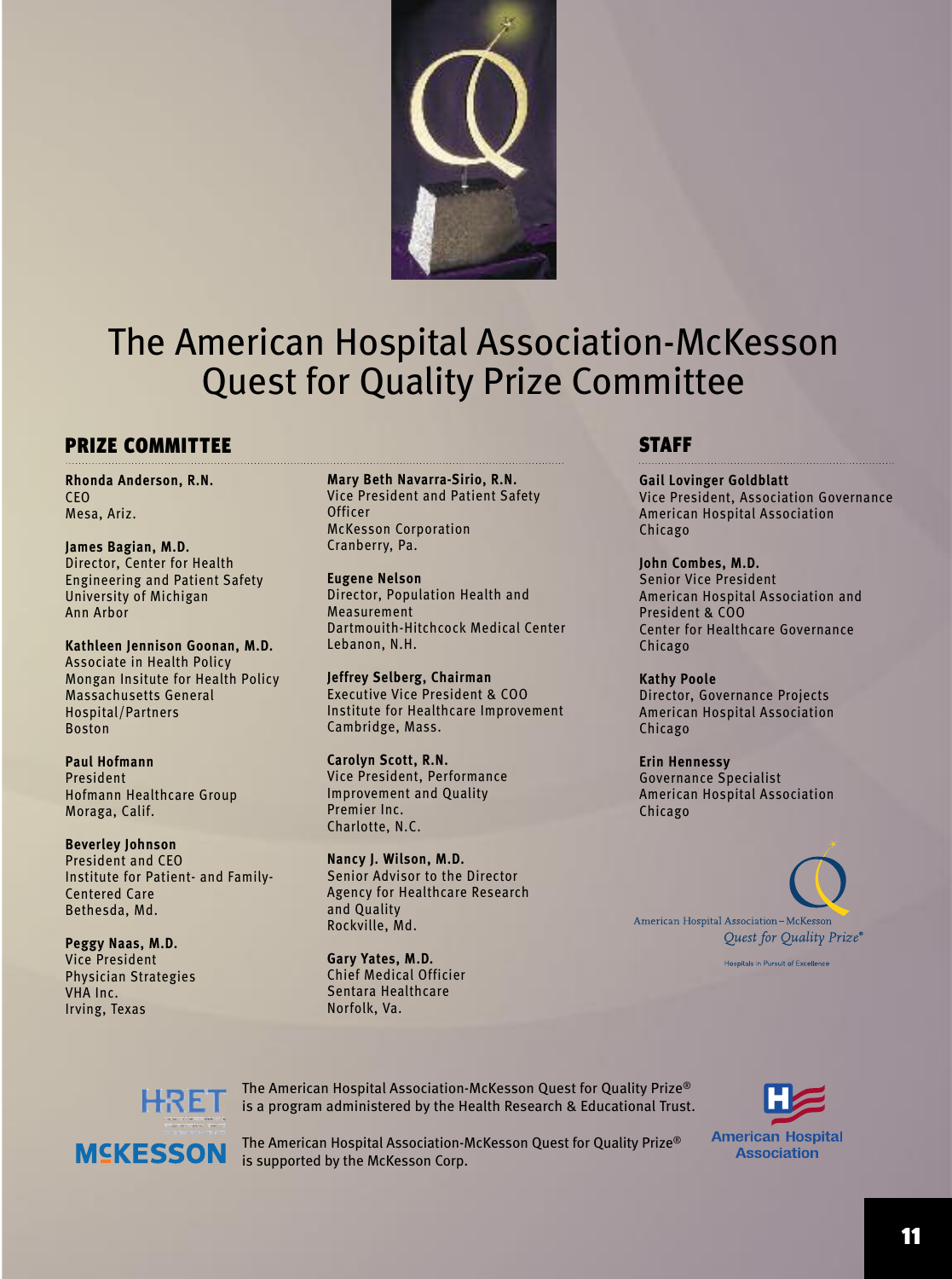# The American Hospital Association-McKesson Quest for Quality Prize Committee

## PRIZE COMMITTEE

**Rhonda Anderson, R.N.**
CEO
Mesa, Ariz.

**James Bagian, M.D.**
Director, Center for Health Engineering and Patient Safety
University of Michigan
Ann Arbor

**Kathleen Jennison Goonan, M.D.**
Associate in Health Policy
Mongan Insitute for Health Policy
Massachusetts General Hospital/Partners
Boston

**Paul Hofmann**
President
Hofmann Healthcare Group
Moraga, Calif.

**Beverley Johnson**
President and CEO
Institute for Patient- and Family-Centered Care
Bethesda, Md.

**Peggy Naas, M.D.**
Vice President
Physician Strategies
VHA Inc.
Irving, Texas

**Mary Beth Navarra-Sirio, R.N.**
Vice President and Patient Safety Officer
McKesson Corporation
Cranberry, Pa.

**Eugene Nelson**
Director, Population Health and Measurement
Dartmouith-Hitchcock Medical Center
Lebanon, N.H.

**Jeffrey Selberg, Chairman**
Executive Vice President & COO
Institute for Healthcare Improvement
Cambridge, Mass.

**Carolyn Scott, R.N.**
Vice President, Performance Improvement and Quality
Premier Inc.
Charlotte, N.C.

**Nancy J. Wilson, M.D.**
Senior Advisor to the Director
Agency for Healthcare Research and Quality
Rockville, Md.

**Gary Yates, M.D.**
Chief Medical Officer
Sentara Healthcare
Norfolk, Va.

## STAFF

**Gail Lovinger Goldblatt**
Vice President, Association Governance
American Hospital Association
Chicago

**John Combes, M.D.**
Senior Vice President
American Hospital Association and
President & COO
Center for Healthcare Governance
Chicago

**Kathy Poole**
Director, Governance Projects
American Hospital Association
Chicago

**Erin Hennessy**
Governance Specialist
American Hospital Association
Chicago

American Hospital Association – McKesson
*Quest for Quality Prize®*
Hospitals in Pursuit of Excellence

The American Hospital Association-McKesson Quest for Quality Prize® is a program administered by the Health Research & Educational Trust.

The American Hospital Association-McKesson Quest for Quality Prize® is supported by the McKesson Corp.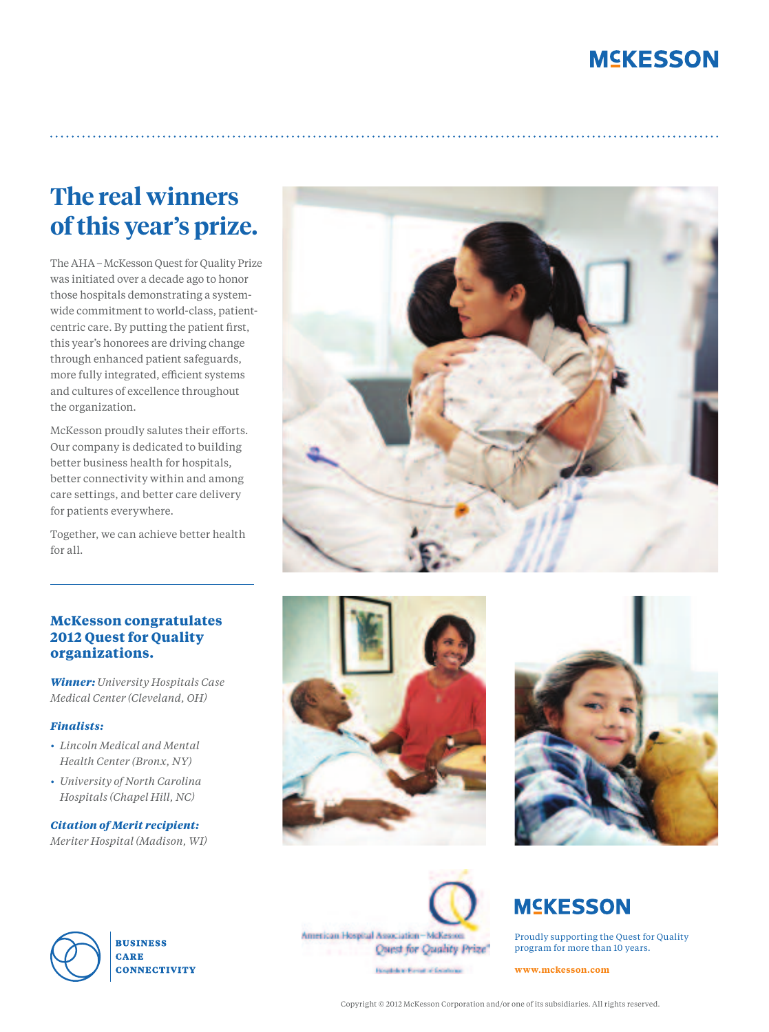McKESSON

# The real winners of this year's prize.

The AHA – McKesson Quest for Quality Prize was initiated over a decade ago to honor those hospitals demonstrating a system-wide commitment to world-class, patient-centric care. By putting the patient first, this year's honorees are driving change through enhanced patient safeguards, more fully integrated, efficient systems and cultures of excellence throughout the organization.

McKesson proudly salutes their efforts. Our company is dedicated to building better business health for hospitals, better connectivity within and among care settings, and better care delivery for patients everywhere.

Together, we can achieve better health for all.

## McKesson congratulates 2012 Quest for Quality organizations.

***Winner:*** *University Hospitals Case Medical Center (Cleveland, OH)*

***Finalists:***

- *Lincoln Medical and Mental Health Center (Bronx, NY)*
- *University of North Carolina Hospitals (Chapel Hill, NC)*

***Citation of Merit recipient:***
*Meriter Hospital (Madison, WI)*

**BUSINESS**
**CARE**
**CONNECTIVITY**

American Hospital Association – McKesson Quest for Quality Prize

McKESSON

Proudly supporting the Quest for Quality program for more than 10 years.

**www.mckesson.com**

Copyright © 2012 McKesson Corporation and/or one of its subsidiaries. All rights reserved.